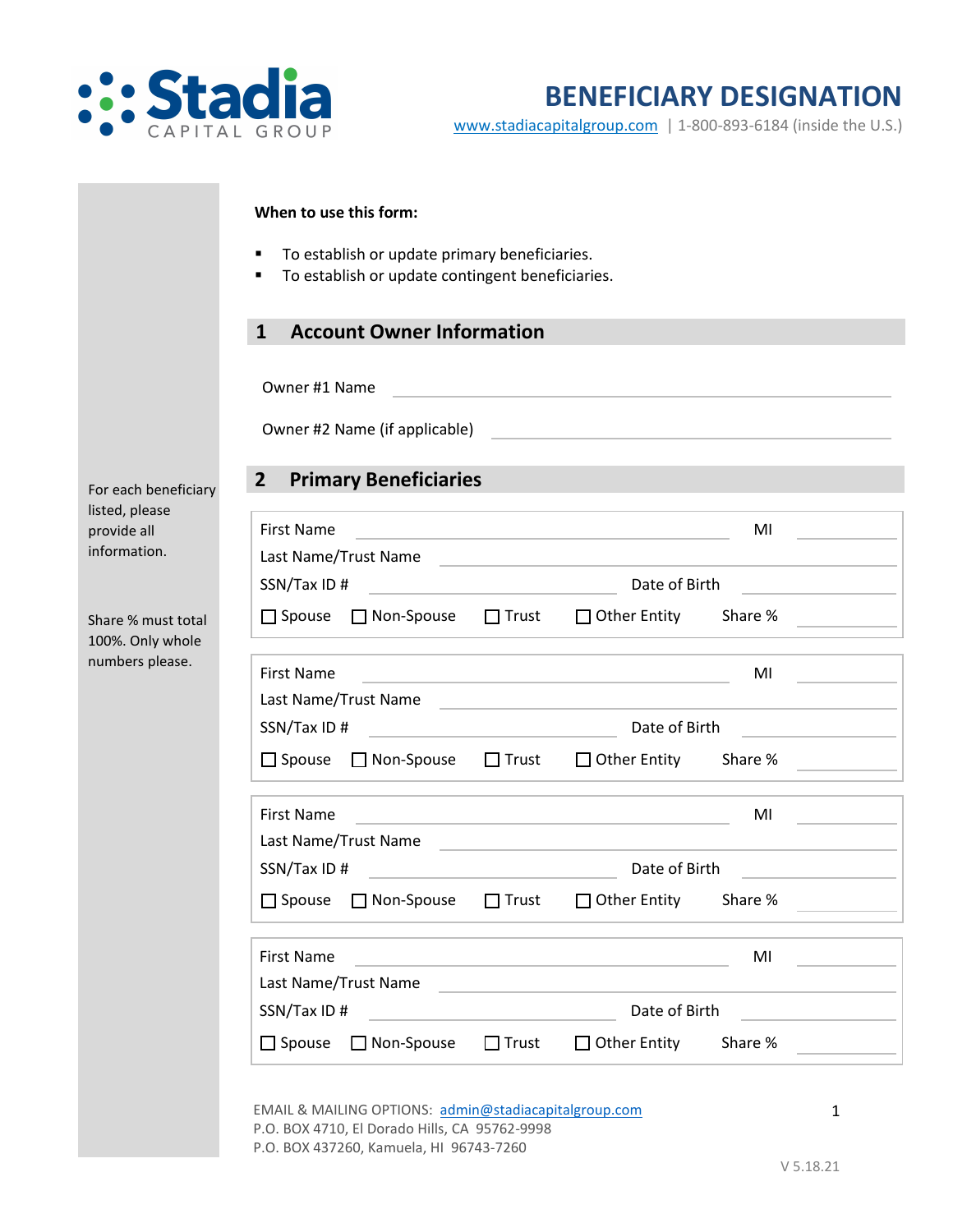**Stadia** CAPITAL GROUP

# BENEFICIARY DESIGNATION

www.stadiacapitalgroup.com | 1-800-893-6184 (inside the U.S.)

**When to use this form:**

- To establish or update primary beneficiaries.
- To establish or update contingent beneficiaries.

## 1 Account Owner Information

Owner #1 Name ______________________________

Owner #2 Name (if applicable) ______________________________

## 2 Primary Beneficiaries

For each beneficiary listed, please provide all information.

Share % must total 100%. Only whole numbers please.

First Name ______________________________ MI ______

Last Name/Trust Name ______________________________

SSN/Tax ID # ______________________ Date of Birth ______________

☐ Spouse ☐ Non-Spouse ☐ Trust ☐ Other Entity Share % ______

First Name ______________________________ MI ______

Last Name/Trust Name ______________________________

SSN/Tax ID # ______________________ Date of Birth ______________

☐ Spouse ☐ Non-Spouse ☐ Trust ☐ Other Entity Share % ______

First Name ______________________________ MI ______

Last Name/Trust Name ______________________________

SSN/Tax ID # ______________________ Date of Birth ______________

☐ Spouse ☐ Non-Spouse ☐ Trust ☐ Other Entity Share % ______

First Name ______________________________ MI ______

Last Name/Trust Name ______________________________

SSN/Tax ID # ______________________ Date of Birth ______________

☐ Spouse ☐ Non-Spouse ☐ Trust ☐ Other Entity Share % ______

EMAIL & MAILING OPTIONS: admin@stadiacapitalgroup.com
P.O. BOX 4710, El Dorado Hills, CA 95762-9998
P.O. BOX 437260, Kamuela, HI 96743-7260

V 5.18.21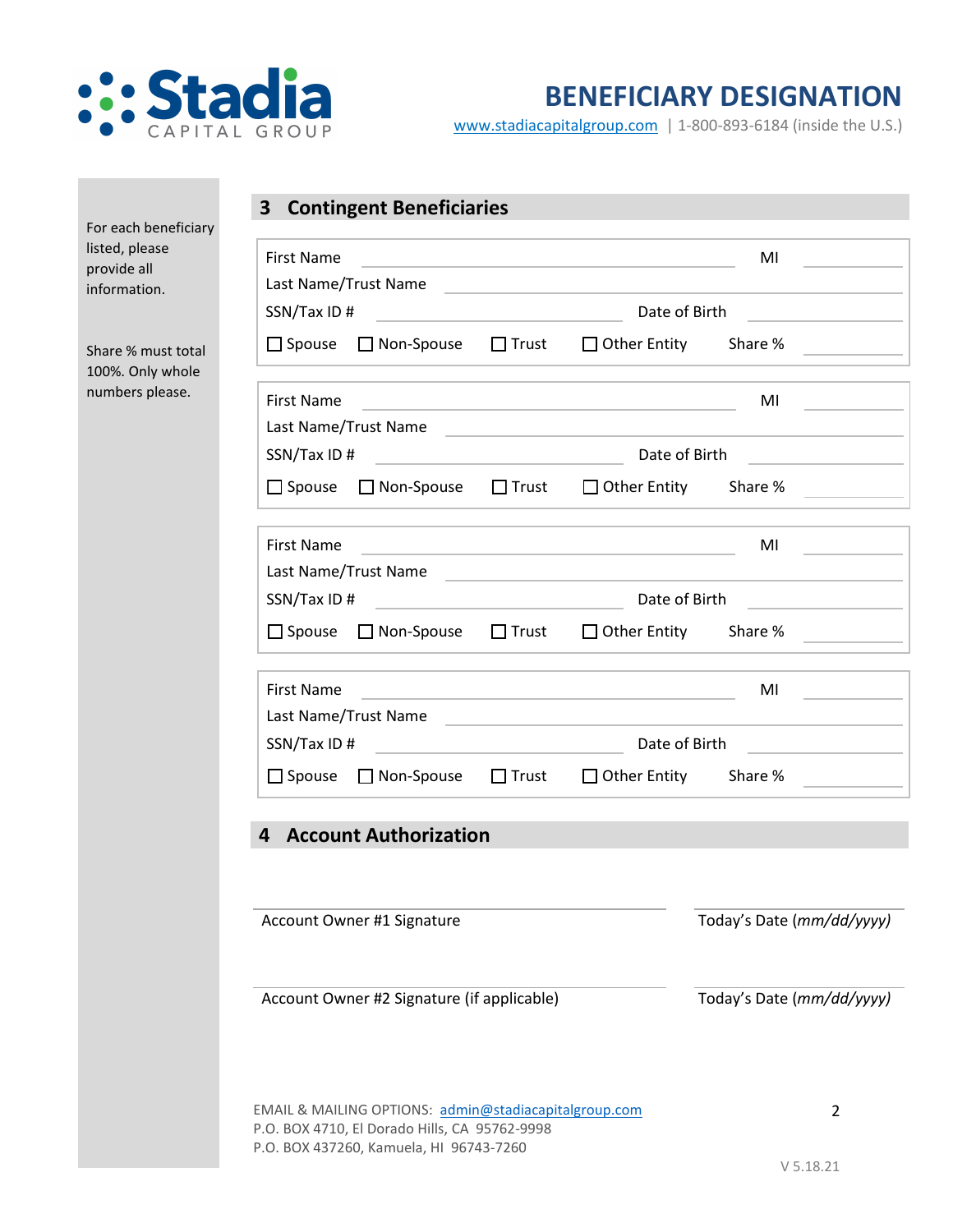**Stadia** CAPITAL GROUP

# BENEFICIARY DESIGNATION

www.stadiacapitalgroup.com | 1-800-893-6184 (inside the U.S.)

For each beneficiary listed, please provide all information.

Share % must total 100%. Only whole numbers please.

## 3 Contingent Beneficiaries

First Name ____________________ MI ______

Last Name/Trust Name ____________________

SSN/Tax ID # ____________________ Date of Birth ____________________

☐ Spouse ☐ Non-Spouse ☐ Trust ☐ Other Entity Share % ______

First Name ____________________ MI ______

Last Name/Trust Name ____________________

SSN/Tax ID # ____________________ Date of Birth ____________________

☐ Spouse ☐ Non-Spouse ☐ Trust ☐ Other Entity Share % ______

First Name ____________________ MI ______

Last Name/Trust Name ____________________

SSN/Tax ID # ____________________ Date of Birth ____________________

☐ Spouse ☐ Non-Spouse ☐ Trust ☐ Other Entity Share % ______

First Name ____________________ MI ______

Last Name/Trust Name ____________________

SSN/Tax ID # ____________________ Date of Birth ____________________

☐ Spouse ☐ Non-Spouse ☐ Trust ☐ Other Entity Share % ______

## 4 Account Authorization

____________________ ____________________

Account Owner #1 Signature Today's Date (*mm/dd/yyyy*)

____________________ ____________________

Account Owner #2 Signature (if applicable) Today's Date (*mm/dd/yyyy*)

EMAIL & MAILING OPTIONS: admin@stadiacapitalgroup.com
P.O. BOX 4710, El Dorado Hills, CA 95762-9998
P.O. BOX 437260, Kamuela, HI 96743-7260

V 5.18.21